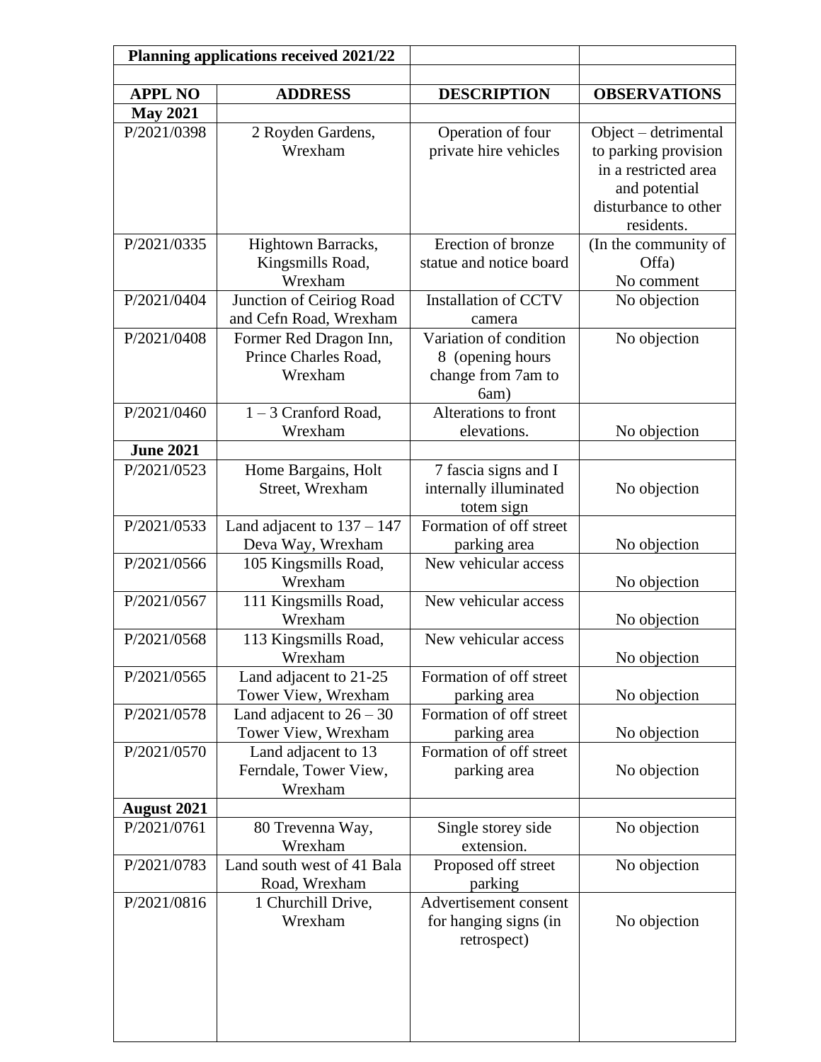| Planning applications received 2021/22 | | | |
|---|---|---|---|
| | | | |
| **APPL NO** | **ADDRESS** | **DESCRIPTION** | **OBSERVATIONS** |
| **May 2021** | | | |
| P/2021/0398 | 2 Royden Gardens, Wrexham | Operation of four private hire vehicles | Object – detrimental to parking provision in a restricted area and potential disturbance to other residents. |
| P/2021/0335 | Hightown Barracks, Kingsmills Road, Wrexham | Erection of bronze statue and notice board | (In the community of Offa) No comment |
| P/2021/0404 | Junction of Ceiriog Road and Cefn Road, Wrexham | Installation of CCTV camera | No objection |
| P/2021/0408 | Former Red Dragon Inn, Prince Charles Road, Wrexham | Variation of condition 8 (opening hours change from 7am to 6am) | No objection |
| P/2021/0460 | 1 – 3 Cranford Road, Wrexham | Alterations to front elevations. | No objection |
| **June 2021** | | | |
| P/2021/0523 | Home Bargains, Holt Street, Wrexham | 7 fascia signs and I internally illuminated totem sign | No objection |
| P/2021/0533 | Land adjacent to 137 – 147 Deva Way, Wrexham | Formation of off street parking area | No objection |
| P/2021/0566 | 105 Kingsmills Road, Wrexham | New vehicular access | No objection |
| P/2021/0567 | 111 Kingsmills Road, Wrexham | New vehicular access | No objection |
| P/2021/0568 | 113 Kingsmills Road, Wrexham | New vehicular access | No objection |
| P/2021/0565 | Land adjacent to 21-25 Tower View, Wrexham | Formation of off street parking area | No objection |
| P/2021/0578 | Land adjacent to 26 – 30 Tower View, Wrexham | Formation of off street parking area | No objection |
| P/2021/0570 | Land adjacent to 13 Ferndale, Tower View, Wrexham | Formation of off street parking area | No objection |
| **August 2021** | | | |
| P/2021/0761 | 80 Trevenna Way, Wrexham | Single storey side extension. | No objection |
| P/2021/0783 | Land south west of 41 Bala Road, Wrexham | Proposed off street parking | No objection |
| P/2021/0816 | 1 Churchill Drive, Wrexham | Advertisement consent for hanging signs (in retrospect) | No objection |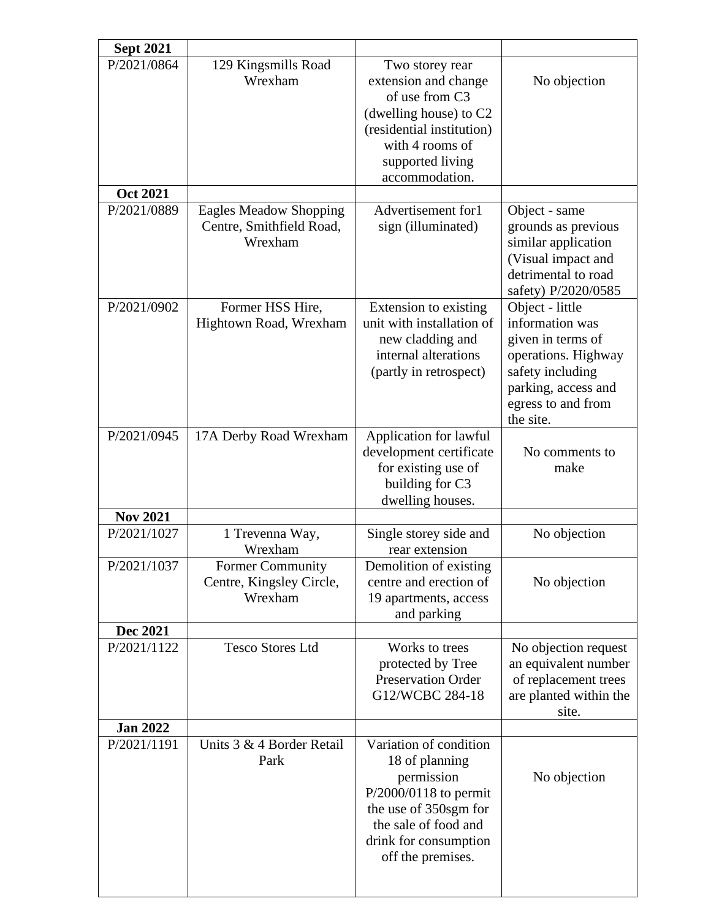| Sept 2021 | | | |
|---|---|---|---|
| P/2021/0864 | 129 Kingsmills Road Wrexham | Two storey rear extension and change of use from C3 (dwelling house) to C2 (residential institution) with 4 rooms of supported living accommodation. | No objection |
| **Oct 2021** | | | |
| P/2021/0889 | Eagles Meadow Shopping Centre, Smithfield Road, Wrexham | Advertisement for1 sign (illuminated) | Object - same grounds as previous similar application (Visual impact and detrimental to road safety) P/2020/0585 |
| P/2021/0902 | Former HSS Hire, Hightown Road, Wrexham | Extension to existing unit with installation of new cladding and internal alterations (partly in retrospect) | Object - little information was given in terms of operations. Highway safety including parking, access and egress to and from the site. |
| P/2021/0945 | 17A Derby Road Wrexham | Application for lawful development certificate for existing use of building for C3 dwelling houses. | No comments to make |
| **Nov 2021** | | | |
| P/2021/1027 | 1 Trevenna Way, Wrexham | Single storey side and rear extension | No objection |
| P/2021/1037 | Former Community Centre, Kingsley Circle, Wrexham | Demolition of existing centre and erection of 19 apartments, access and parking | No objection |
| **Dec 2021** | | | |
| P/2021/1122 | Tesco Stores Ltd | Works to trees protected by Tree Preservation Order G12/WCBC 284-18 | No objection request an equivalent number of replacement trees are planted within the site. |
| **Jan 2022** | | | |
| P/2021/1191 | Units 3 & 4 Border Retail Park | Variation of condition 18 of planning permission P/2000/0118 to permit the use of 350sgm for the sale of food and drink for consumption off the premises. | No objection |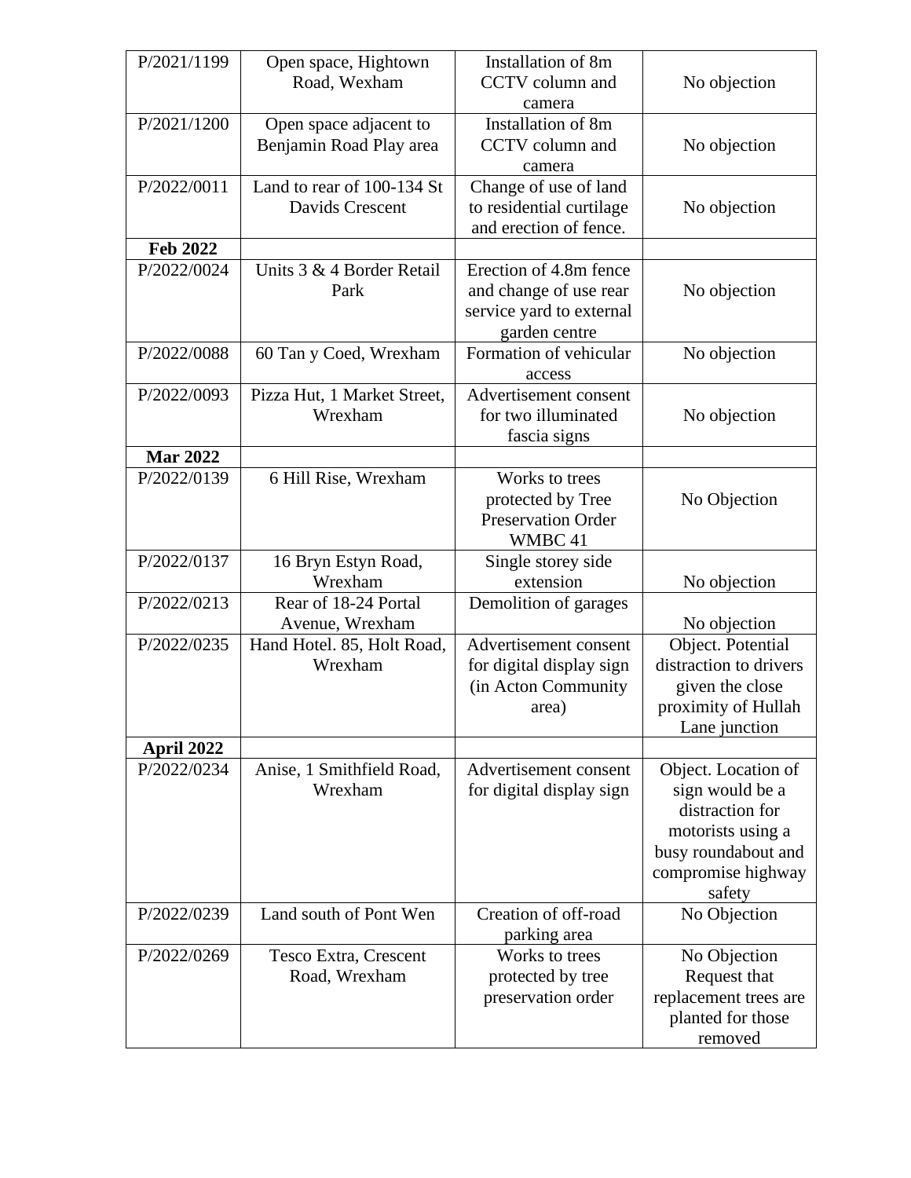| | | | |
|---|---|---|---|
| P/2021/1199 | Open space, Hightown Road, Wexham | Installation of 8m CCTV column and camera | No objection |
| P/2021/1200 | Open space adjacent to Benjamin Road Play area | Installation of 8m CCTV column and camera | No objection |
| P/2022/0011 | Land to rear of 100-134 St Davids Crescent | Change of use of land to residential curtilage and erection of fence. | No objection |
| **Feb 2022** | | | |
| P/2022/0024 | Units 3 & 4 Border Retail Park | Erection of 4.8m fence and change of use rear service yard to external garden centre | No objection |
| P/2022/0088 | 60 Tan y Coed, Wrexham | Formation of vehicular access | No objection |
| P/2022/0093 | Pizza Hut, 1 Market Street, Wrexham | Advertisement consent for two illuminated fascia signs | No objection |
| **Mar 2022** | | | |
| P/2022/0139 | 6 Hill Rise, Wrexham | Works to trees protected by Tree Preservation Order WMBC 41 | No Objection |
| P/2022/0137 | 16 Bryn Estyn Road, Wrexham | Single storey side extension | No objection |
| P/2022/0213 | Rear of 18-24 Portal Avenue, Wrexham | Demolition of garages | No objection |
| P/2022/0235 | Hand Hotel. 85, Holt Road, Wrexham | Advertisement consent for digital display sign (in Acton Community area) | Object. Potential distraction to drivers given the close proximity of Hullah Lane junction |
| **April 2022** | | | |
| P/2022/0234 | Anise, 1 Smithfield Road, Wrexham | Advertisement consent for digital display sign | Object. Location of sign would be a distraction for motorists using a busy roundabout and compromise highway safety |
| P/2022/0239 | Land south of Pont Wen | Creation of off-road parking area | No Objection |
| P/2022/0269 | Tesco Extra, Crescent Road, Wrexham | Works to trees protected by tree preservation order | No Objection Request that replacement trees are planted for those removed |